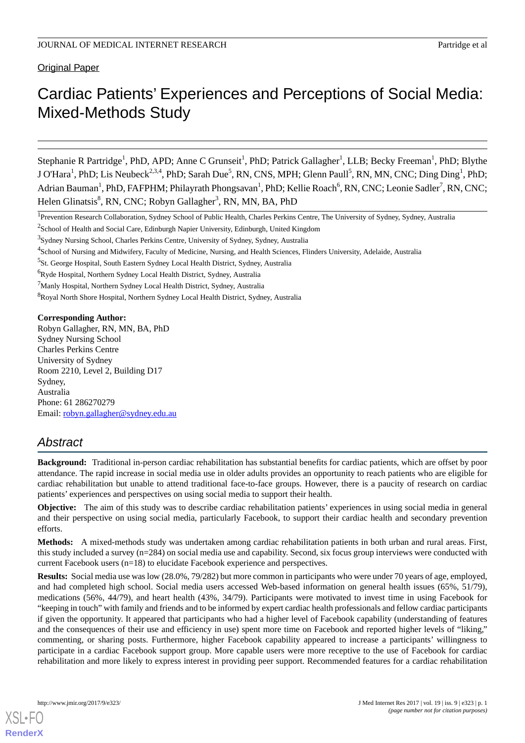Original Paper

# Cardiac Patients' Experiences and Perceptions of Social Media: Mixed-Methods Study

Stephanie R Partridge[1], PhD, APD; Anne C Grunseit[1], PhD; Patrick Gallagher[1], LLB; Becky Freeman[1], PhD; Blythe J O'Hara[1], PhD; Lis Neubeck[2,3,4], PhD; Sarah Due[5], RN, CNS, MPH; Glenn Paull[5], RN, MN, CNC; Ding Ding[1], PhD; Adrian Bauman[1], PhD, FAFPHM; Philayrath Phongsavan[1], PhD; Kellie Roach[6], RN, CNC; Leonie Sadler[7], RN, CNC; Helen Glinatsis[8], RN, CNC; Robyn Gallagher[3], RN, MN, BA, PhD

[1]Prevention Research Collaboration, Sydney School of Public Health, Charles Perkins Centre, The University of Sydney, Sydney, Australia

[2]School of Health and Social Care, Edinburgh Napier University, Edinburgh, United Kingdom

[3]Sydney Nursing School, Charles Perkins Centre, University of Sydney, Sydney, Australia

[4]School of Nursing and Midwifery, Faculty of Medicine, Nursing, and Health Sciences, Flinders University, Adelaide, Australia

[5]St. George Hospital, South Eastern Sydney Local Health District, Sydney, Australia

[6]Ryde Hospital, Northern Sydney Local Health District, Sydney, Australia

[7]Manly Hospital, Northern Sydney Local Health District, Sydney, Australia

[8]Royal North Shore Hospital, Northern Sydney Local Health District, Sydney, Australia

**Corresponding Author:**
Robyn Gallagher, RN, MN, BA, PhD
Sydney Nursing School
Charles Perkins Centre
University of Sydney
Room 2210, Level 2, Building D17
Sydney,
Australia
Phone: 61 286270279
Email: robyn.gallagher@sydney.edu.au

## Abstract

**Background:** Traditional in-person cardiac rehabilitation has substantial benefits for cardiac patients, which are offset by poor attendance. The rapid increase in social media use in older adults provides an opportunity to reach patients who are eligible for cardiac rehabilitation but unable to attend traditional face-to-face groups. However, there is a paucity of research on cardiac patients' experiences and perspectives on using social media to support their health.

**Objective:** The aim of this study was to describe cardiac rehabilitation patients' experiences in using social media in general and their perspective on using social media, particularly Facebook, to support their cardiac health and secondary prevention efforts.

**Methods:** A mixed-methods study was undertaken among cardiac rehabilitation patients in both urban and rural areas. First, this study included a survey (n=284) on social media use and capability. Second, six focus group interviews were conducted with current Facebook users (n=18) to elucidate Facebook experience and perspectives.

**Results:** Social media use was low (28.0%, 79/282) but more common in participants who were under 70 years of age, employed, and had completed high school. Social media users accessed Web-based information on general health issues (65%, 51/79), medications (56%, 44/79), and heart health (43%, 34/79). Participants were motivated to invest time in using Facebook for "keeping in touch" with family and friends and to be informed by expert cardiac health professionals and fellow cardiac participants if given the opportunity. It appeared that participants who had a higher level of Facebook capability (understanding of features and the consequences of their use and efficiency in use) spent more time on Facebook and reported higher levels of "liking," commenting, or sharing posts. Furthermore, higher Facebook capability appeared to increase a participants' willingness to participate in a cardiac Facebook support group. More capable users were more receptive to the use of Facebook for cardiac rehabilitation and more likely to express interest in providing peer support. Recommended features for a cardiac rehabilitation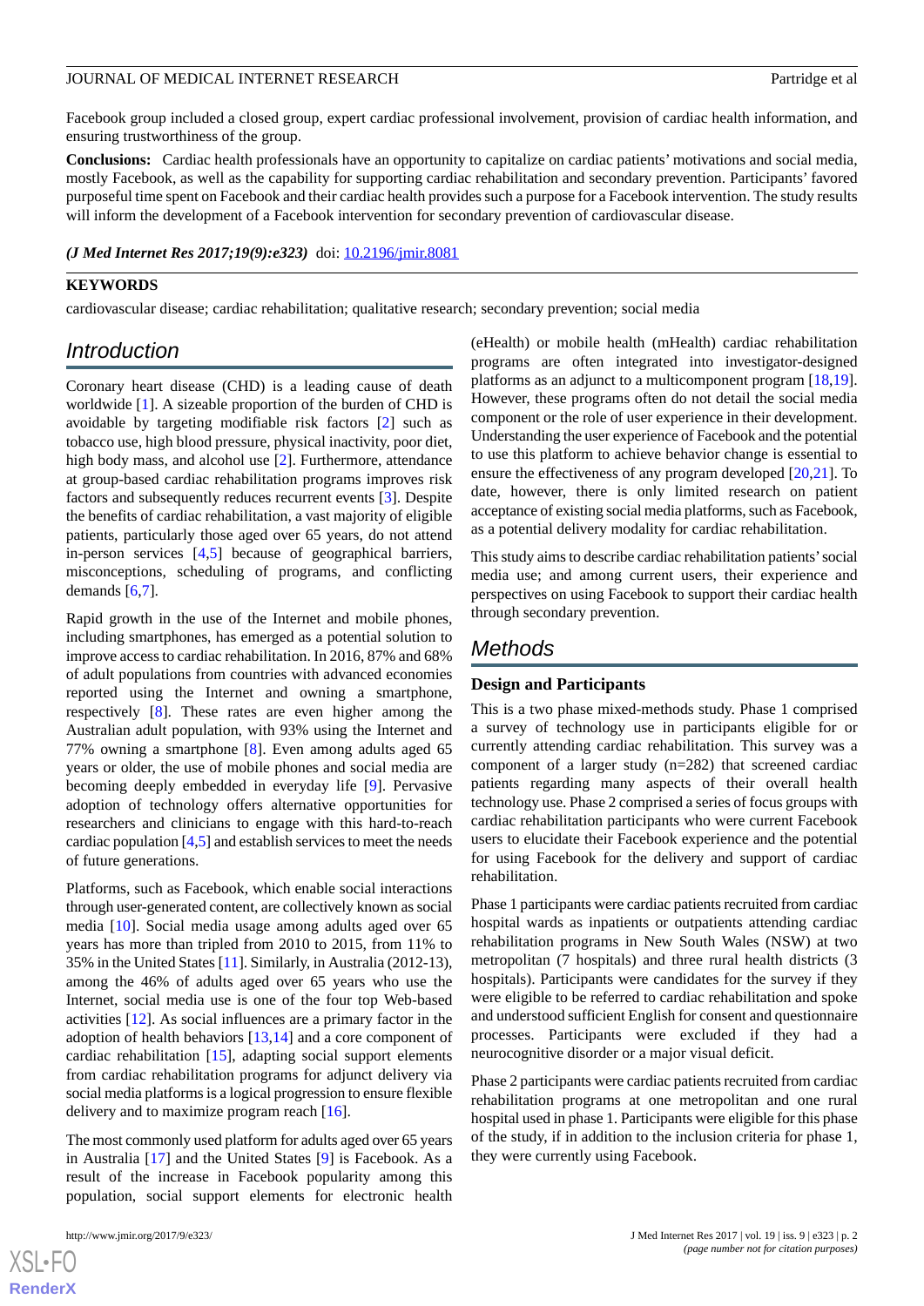Facebook group included a closed group, expert cardiac professional involvement, provision of cardiac health information, and ensuring trustworthiness of the group.

**Conclusions:** Cardiac health professionals have an opportunity to capitalize on cardiac patients' motivations and social media, mostly Facebook, as well as the capability for supporting cardiac rehabilitation and secondary prevention. Participants' favored purposeful time spent on Facebook and their cardiac health provides such a purpose for a Facebook intervention. The study results will inform the development of a Facebook intervention for secondary prevention of cardiovascular disease.

***(J Med Internet Res 2017;19(9):e323)*** doi: 10.2196/jmir.8081

**KEYWORDS**

cardiovascular disease; cardiac rehabilitation; qualitative research; secondary prevention; social media

## Introduction

Coronary heart disease (CHD) is a leading cause of death worldwide [1]. A sizeable proportion of the burden of CHD is avoidable by targeting modifiable risk factors [2] such as tobacco use, high blood pressure, physical inactivity, poor diet, high body mass, and alcohol use [2]. Furthermore, attendance at group-based cardiac rehabilitation programs improves risk factors and subsequently reduces recurrent events [3]. Despite the benefits of cardiac rehabilitation, a vast majority of eligible patients, particularly those aged over 65 years, do not attend in-person services [4,5] because of geographical barriers, misconceptions, scheduling of programs, and conflicting demands [6,7].

Rapid growth in the use of the Internet and mobile phones, including smartphones, has emerged as a potential solution to improve access to cardiac rehabilitation. In 2016, 87% and 68% of adult populations from countries with advanced economies reported using the Internet and owning a smartphone, respectively [8]. These rates are even higher among the Australian adult population, with 93% using the Internet and 77% owning a smartphone [8]. Even among adults aged 65 years or older, the use of mobile phones and social media are becoming deeply embedded in everyday life [9]. Pervasive adoption of technology offers alternative opportunities for researchers and clinicians to engage with this hard-to-reach cardiac population [4,5] and establish services to meet the needs of future generations.

Platforms, such as Facebook, which enable social interactions through user-generated content, are collectively known as social media [10]. Social media usage among adults aged over 65 years has more than tripled from 2010 to 2015, from 11% to 35% in the United States [11]. Similarly, in Australia (2012-13), among the 46% of adults aged over 65 years who use the Internet, social media use is one of the four top Web-based activities [12]. As social influences are a primary factor in the adoption of health behaviors [13,14] and a core component of cardiac rehabilitation [15], adapting social support elements from cardiac rehabilitation programs for adjunct delivery via social media platforms is a logical progression to ensure flexible delivery and to maximize program reach [16].

The most commonly used platform for adults aged over 65 years in Australia [17] and the United States [9] is Facebook. As a result of the increase in Facebook popularity among this population, social support elements for electronic health (eHealth) or mobile health (mHealth) cardiac rehabilitation programs are often integrated into investigator-designed platforms as an adjunct to a multicomponent program [18,19]. However, these programs often do not detail the social media component or the role of user experience in their development. Understanding the user experience of Facebook and the potential to use this platform to achieve behavior change is essential to ensure the effectiveness of any program developed [20,21]. To date, however, there is only limited research on patient acceptance of existing social media platforms, such as Facebook, as a potential delivery modality for cardiac rehabilitation.

This study aims to describe cardiac rehabilitation patients' social media use; and among current users, their experience and perspectives on using Facebook to support their cardiac health through secondary prevention.

## Methods

### Design and Participants

This is a two phase mixed-methods study. Phase 1 comprised a survey of technology use in participants eligible for or currently attending cardiac rehabilitation. This survey was a component of a larger study (n=282) that screened cardiac patients regarding many aspects of their overall health technology use. Phase 2 comprised a series of focus groups with cardiac rehabilitation participants who were current Facebook users to elucidate their Facebook experience and the potential for using Facebook for the delivery and support of cardiac rehabilitation.

Phase 1 participants were cardiac patients recruited from cardiac hospital wards as inpatients or outpatients attending cardiac rehabilitation programs in New South Wales (NSW) at two metropolitan (7 hospitals) and three rural health districts (3 hospitals). Participants were candidates for the survey if they were eligible to be referred to cardiac rehabilitation and spoke and understood sufficient English for consent and questionnaire processes. Participants were excluded if they had a neurocognitive disorder or a major visual deficit.

Phase 2 participants were cardiac patients recruited from cardiac rehabilitation programs at one metropolitan and one rural hospital used in phase 1. Participants were eligible for this phase of the study, if in addition to the inclusion criteria for phase 1, they were currently using Facebook.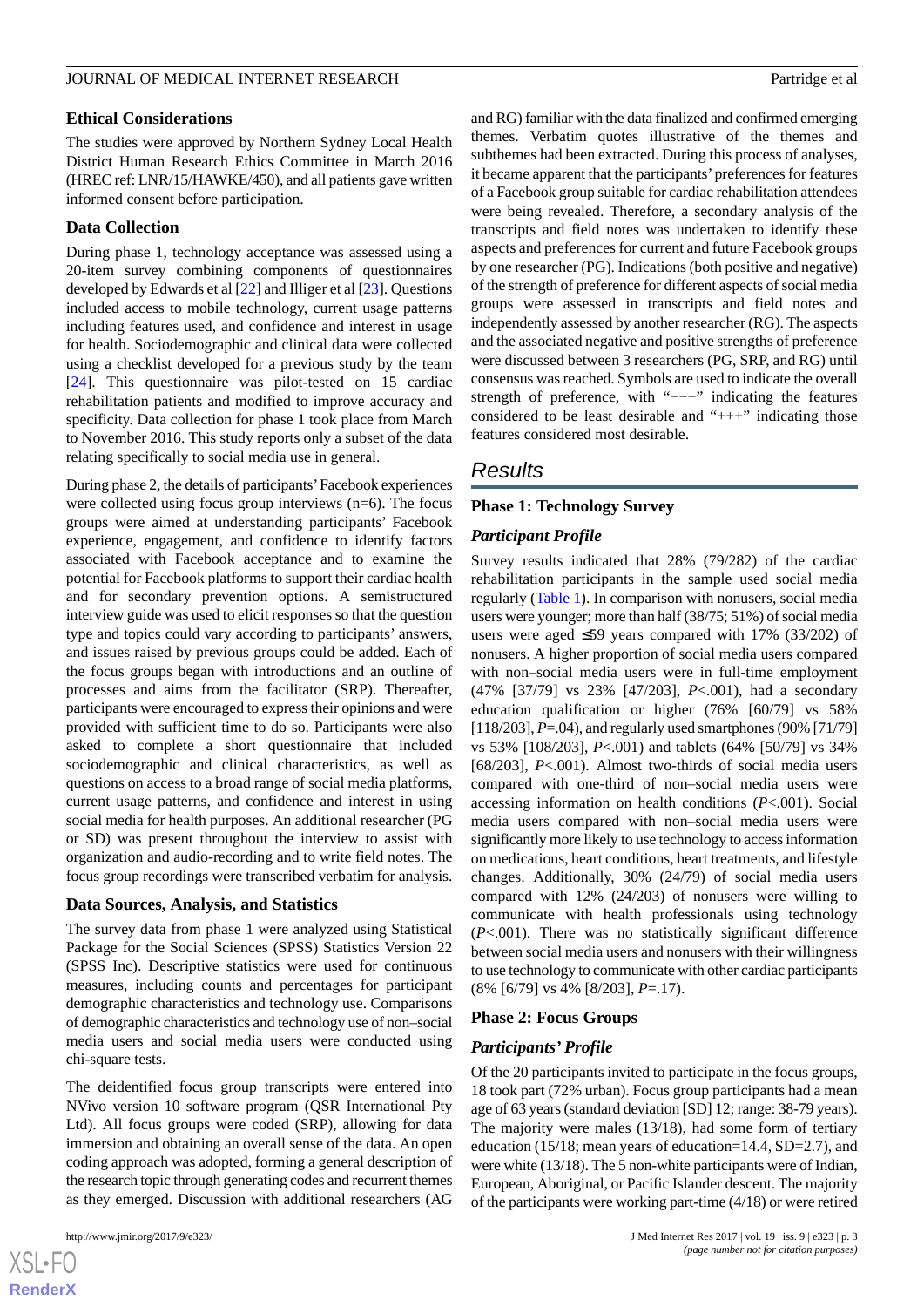### Ethical Considerations

The studies were approved by Northern Sydney Local Health District Human Research Ethics Committee in March 2016 (HREC ref: LNR/15/HAWKE/450), and all patients gave written informed consent before participation.

### Data Collection

During phase 1, technology acceptance was assessed using a 20-item survey combining components of questionnaires developed by Edwards et al [22] and Illiger et al [23]. Questions included access to mobile technology, current usage patterns including features used, and confidence and interest in usage for health. Sociodemographic and clinical data were collected using a checklist developed for a previous study by the team [24]. This questionnaire was pilot-tested on 15 cardiac rehabilitation patients and modified to improve accuracy and specificity. Data collection for phase 1 took place from March to November 2016. This study reports only a subset of the data relating specifically to social media use in general.

During phase 2, the details of participants' Facebook experiences were collected using focus group interviews (n=6). The focus groups were aimed at understanding participants' Facebook experience, engagement, and confidence to identify factors associated with Facebook acceptance and to examine the potential for Facebook platforms to support their cardiac health and for secondary prevention options. A semistructured interview guide was used to elicit responses so that the question type and topics could vary according to participants' answers, and issues raised by previous groups could be added. Each of the focus groups began with introductions and an outline of processes and aims from the facilitator (SRP). Thereafter, participants were encouraged to express their opinions and were provided with sufficient time to do so. Participants were also asked to complete a short questionnaire that included sociodemographic and clinical characteristics, as well as questions on access to a broad range of social media platforms, current usage patterns, and confidence and interest in using social media for health purposes. An additional researcher (PG or SD) was present throughout the interview to assist with organization and audio-recording and to write field notes. The focus group recordings were transcribed verbatim for analysis.

### Data Sources, Analysis, and Statistics

The survey data from phase 1 were analyzed using Statistical Package for the Social Sciences (SPSS) Statistics Version 22 (SPSS Inc). Descriptive statistics were used for continuous measures, including counts and percentages for participant demographic characteristics and technology use. Comparisons of demographic characteristics and technology use of non–social media users and social media users were conducted using chi-square tests.

The deidentified focus group transcripts were entered into NVivo version 10 software program (QSR International Pty Ltd). All focus groups were coded (SRP), allowing for data immersion and obtaining an overall sense of the data. An open coding approach was adopted, forming a general description of the research topic through generating codes and recurrent themes as they emerged. Discussion with additional researchers (AG and RG) familiar with the data finalized and confirmed emerging themes. Verbatim quotes illustrative of the themes and subthemes had been extracted. During this process of analyses, it became apparent that the participants' preferences for features of a Facebook group suitable for cardiac rehabilitation attendees were being revealed. Therefore, a secondary analysis of the transcripts and field notes was undertaken to identify these aspects and preferences for current and future Facebook groups by one researcher (PG). Indications (both positive and negative) of the strength of preference for different aspects of social media groups were assessed in transcripts and field notes and independently assessed by another researcher (RG). The aspects and the associated negative and positive strengths of preference were discussed between 3 researchers (PG, SRP, and RG) until consensus was reached. Symbols are used to indicate the overall strength of preference, with "−−−" indicating the features considered to be least desirable and "+++" indicating those features considered most desirable.

## Results

### Phase 1: Technology Survey

#### *Participant Profile*

Survey results indicated that 28% (79/282) of the cardiac rehabilitation participants in the sample used social media regularly (Table 1). In comparison with nonusers, social media users were younger; more than half (38/75; 51%) of social media users were aged ≤59 years compared with 17% (33/202) of nonusers. A higher proportion of social media users compared with non–social media users were in full-time employment (47% [37/79] vs 23% [47/203], $P$<.001), had a secondary education qualification or higher (76% [60/79] vs 58% [118/203], $P$=.04), and regularly used smartphones (90% [71/79] vs 53% [108/203], $P$<.001) and tablets (64% [50/79] vs 34% [68/203], $P$<.001). Almost two-thirds of social media users compared with one-third of non–social media users were accessing information on health conditions ($P$<.001). Social media users compared with non–social media users were significantly more likely to use technology to access information on medications, heart conditions, heart treatments, and lifestyle changes. Additionally, 30% (24/79) of social media users compared with 12% (24/203) of nonusers were willing to communicate with health professionals using technology ($P$<.001). There was no statistically significant difference between social media users and nonusers with their willingness to use technology to communicate with other cardiac participants (8% [6/79] vs 4% [8/203], $P$=.17).

### Phase 2: Focus Groups

#### *Participants' Profile*

Of the 20 participants invited to participate in the focus groups, 18 took part (72% urban). Focus group participants had a mean age of 63 years (standard deviation [SD] 12; range: 38-79 years). The majority were males (13/18), had some form of tertiary education (15/18; mean years of education=14.4, SD=2.7), and were white (13/18). The 5 non-white participants were of Indian, European, Aboriginal, or Pacific Islander descent. The majority of the participants were working part-time (4/18) or were retired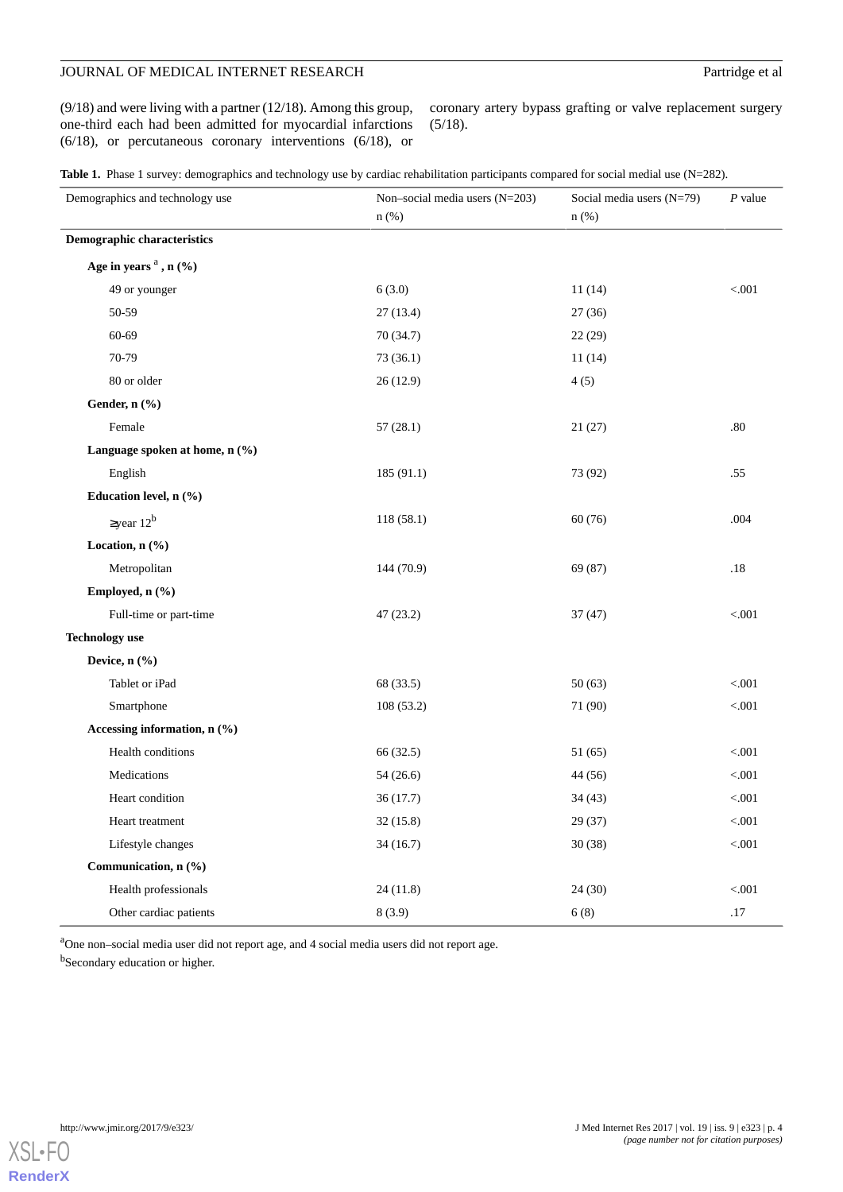(9/18) and were living with a partner (12/18). Among this group, one-third each had been admitted for myocardial infarctions (6/18), or percutaneous coronary interventions (6/18), or coronary artery bypass grafting or valve replacement surgery (5/18).

**Table 1.** Phase 1 survey: demographics and technology use by cardiac rehabilitation participants compared for social medial use (N=282).

| Demographics and technology use | Non–social media users (N=203) n (%) | Social media users (N=79) n (%) | *P* value |
|---|---|---|---|
| **Demographic characteristics** | | | |
| **Age in years** [a] **, n (%)** | | | |
| 49 or younger | 6 (3.0) | 11 (14) | <.001 |
| 50-59 | 27 (13.4) | 27 (36) | |
| 60-69 | 70 (34.7) | 22 (29) | |
| 70-79 | 73 (36.1) | 11 (14) | |
| 80 or older | 26 (12.9) | 4 (5) | |
| **Gender, n (%)** | | | |
| Female | 57 (28.1) | 21 (27) | .80 |
| **Language spoken at home, n (%)** | | | |
| English | 185 (91.1) | 73 (92) | .55 |
| **Education level, n (%)** | | | |
| ≥year 12[b] | 118 (58.1) | 60 (76) | .004 |
| **Location, n (%)** | | | |
| Metropolitan | 144 (70.9) | 69 (87) | .18 |
| **Employed, n (%)** | | | |
| Full-time or part-time | 47 (23.2) | 37 (47) | <.001 |
| **Technology use** | | | |
| **Device, n (%)** | | | |
| Tablet or iPad | 68 (33.5) | 50 (63) | <.001 |
| Smartphone | 108 (53.2) | 71 (90) | <.001 |
| **Accessing information, n (%)** | | | |
| Health conditions | 66 (32.5) | 51 (65) | <.001 |
| Medications | 54 (26.6) | 44 (56) | <.001 |
| Heart condition | 36 (17.7) | 34 (43) | <.001 |
| Heart treatment | 32 (15.8) | 29 (37) | <.001 |
| Lifestyle changes | 34 (16.7) | 30 (38) | <.001 |
| **Communication, n (%)** | | | |
| Health professionals | 24 (11.8) | 24 (30) | <.001 |
| Other cardiac patients | 8 (3.9) | 6 (8) | .17 |

[a]One non–social media user did not report age, and 4 social media users did not report age.

[b]Secondary education or higher.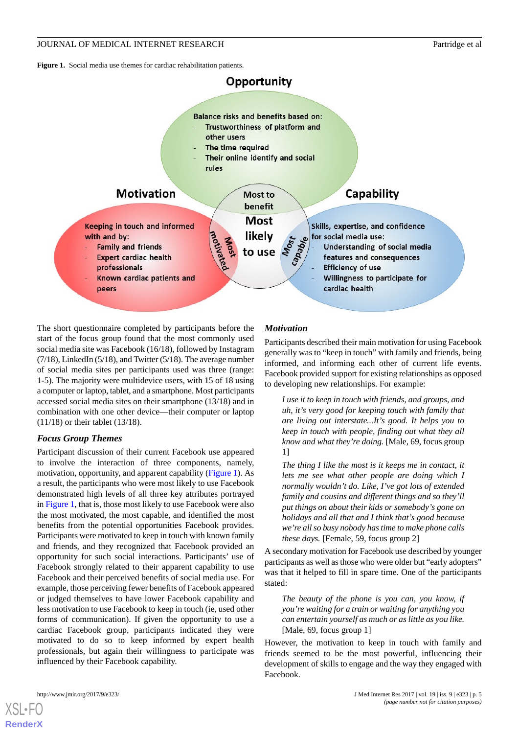**Figure 1.** Social media use themes for cardiac rehabilitation patients.

Opportunity

Balance risks and benefits based on:
- Trustworthiness of platform and other users
- The time required
- Their online identify and social rules

Motivation

Keeping in touch and informed with and by:
- Family and friends
- Expert cardiac health professionals
- Known cardiac patients and peers

Capability

Skills, expertise, and confidence for social media use:
- Understanding of social media features and consequences
- Efficiency of use
- Willingness to participate for cardiac health

Most to benefit

Most likely to use

Most motivated

Most capable

The short questionnaire completed by participants before the start of the focus group found that the most commonly used social media site was Facebook (16/18), followed by Instagram (7/18), LinkedIn (5/18), and Twitter (5/18). The average number of social media sites per participants used was three (range: 1-5). The majority were multidevice users, with 15 of 18 using a computer or laptop, tablet, and a smartphone. Most participants accessed social media sites on their smartphone (13/18) and in combination with one other device—their computer or laptop (11/18) or their tablet (13/18).

### *Focus Group Themes*

Participant discussion of their current Facebook use appeared to involve the interaction of three components, namely, motivation, opportunity, and apparent capability (Figure 1). As a result, the participants who were most likely to use Facebook demonstrated high levels of all three key attributes portrayed in Figure 1, that is, those most likely to use Facebook were also the most motivated, the most capable, and identified the most benefits from the potential opportunities Facebook provides. Participants were motivated to keep in touch with known family and friends, and they recognized that Facebook provided an opportunity for such social interactions. Participants' use of Facebook strongly related to their apparent capability to use Facebook and their perceived benefits of social media use. For example, those perceiving fewer benefits of Facebook appeared or judged themselves to have lower Facebook capability and less motivation to use Facebook to keep in touch (ie, used other forms of communication). If given the opportunity to use a cardiac Facebook group, participants indicated they were motivated to do so to keep informed by expert health professionals, but again their willingness to participate was influenced by their Facebook capability.

### *Motivation*

Participants described their main motivation for using Facebook generally was to "keep in touch" with family and friends, being informed, and informing each other of current life events. Facebook provided support for existing relationships as opposed to developing new relationships. For example:

> *I use it to keep in touch with friends, and groups, and uh, it's very good for keeping touch with family that are living out interstate...It's good. It helps you to keep in touch with people, finding out what they all know and what they're doing.* [Male, 69, focus group 1]

> *The thing I like the most is it keeps me in contact, it lets me see what other people are doing which I normally wouldn't do. Like, I've got lots of extended family and cousins and different things and so they'll put things on about their kids or somebody's gone on holidays and all that and I think that's good because we're all so busy nobody has time to make phone calls these days.* [Female, 59, focus group 2]

A secondary motivation for Facebook use described by younger participants as well as those who were older but "early adopters" was that it helped to fill in spare time. One of the participants stated:

> *The beauty of the phone is you can, you know, if you're waiting for a train or waiting for anything you can entertain yourself as much or as little as you like.* [Male, 69, focus group 1]

However, the motivation to keep in touch with family and friends seemed to be the most powerful, influencing their development of skills to engage and the way they engaged with Facebook.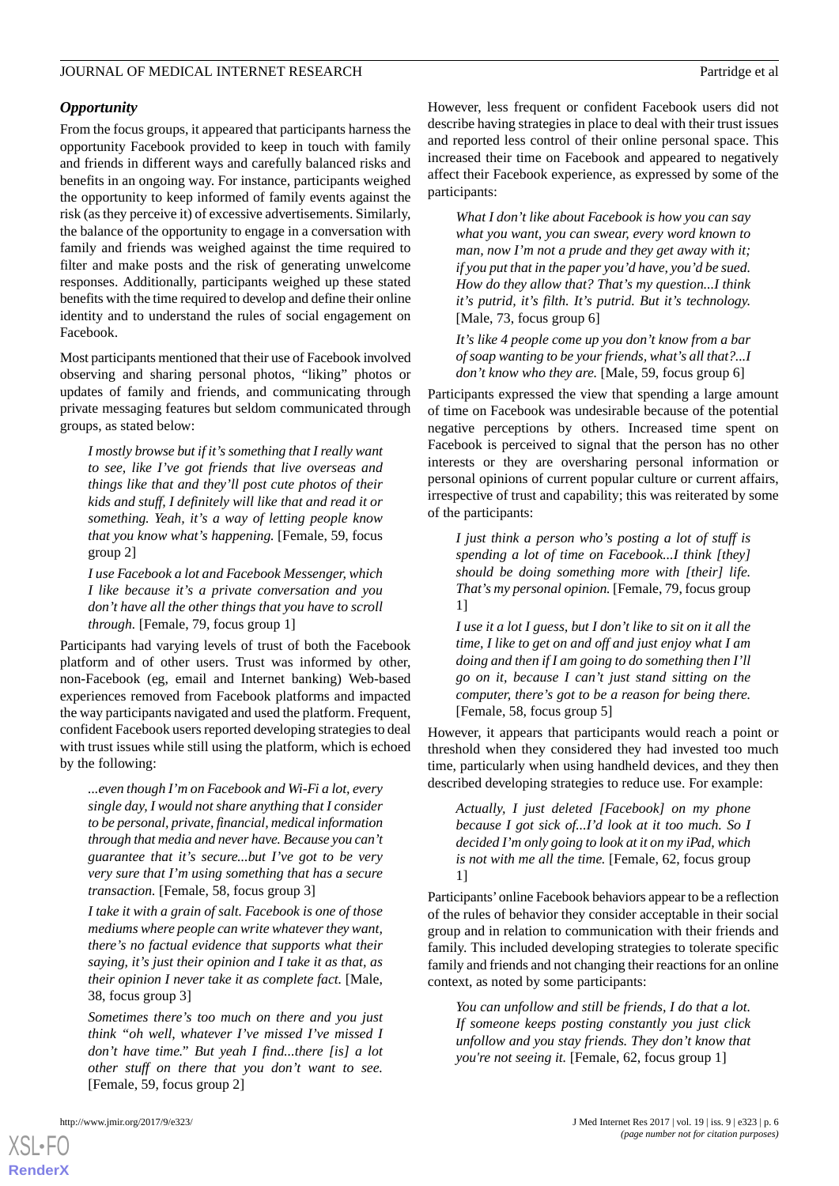### *Opportunity*

From the focus groups, it appeared that participants harness the opportunity Facebook provided to keep in touch with family and friends in different ways and carefully balanced risks and benefits in an ongoing way. For instance, participants weighed the opportunity to keep informed of family events against the risk (as they perceive it) of excessive advertisements. Similarly, the balance of the opportunity to engage in a conversation with family and friends was weighed against the time required to filter and make posts and the risk of generating unwelcome responses. Additionally, participants weighed up these stated benefits with the time required to develop and define their online identity and to understand the rules of social engagement on Facebook.

Most participants mentioned that their use of Facebook involved observing and sharing personal photos, "liking" photos or updates of family and friends, and communicating through private messaging features but seldom communicated through groups, as stated below:

> *I mostly browse but if it's something that I really want to see, like I've got friends that live overseas and things like that and they'll post cute photos of their kids and stuff, I definitely will like that and read it or something. Yeah, it's a way of letting people know that you know what's happening.* [Female, 59, focus group 2]

> *I use Facebook a lot and Facebook Messenger, which I like because it's a private conversation and you don't have all the other things that you have to scroll through.* [Female, 79, focus group 1]

Participants had varying levels of trust of both the Facebook platform and of other users. Trust was informed by other, non-Facebook (eg, email and Internet banking) Web-based experiences removed from Facebook platforms and impacted the way participants navigated and used the platform. Frequent, confident Facebook users reported developing strategies to deal with trust issues while still using the platform, which is echoed by the following:

> *...even though I'm on Facebook and Wi-Fi a lot, every single day, I would not share anything that I consider to be personal, private, financial, medical information through that media and never have. Because you can't guarantee that it's secure...but I've got to be very very sure that I'm using something that has a secure transaction.* [Female, 58, focus group 3]

> *I take it with a grain of salt. Facebook is one of those mediums where people can write whatever they want, there's no factual evidence that supports what their saying, it's just their opinion and I take it as that, as their opinion I never take it as complete fact.* [Male, 38, focus group 3]

> *Sometimes there's too much on there and you just think "oh well, whatever I've missed I've missed I don't have time." But yeah I find...there [is] a lot other stuff on there that you don't want to see.* [Female, 59, focus group 2]

However, less frequent or confident Facebook users did not describe having strategies in place to deal with their trust issues and reported less control of their online personal space. This increased their time on Facebook and appeared to negatively affect their Facebook experience, as expressed by some of the participants:

> *What I don't like about Facebook is how you can say what you want, you can swear, every word known to man, now I'm not a prude and they get away with it; if you put that in the paper you'd have, you'd be sued. How do they allow that? That's my question...I think it's putrid, it's filth. It's putrid. But it's technology.* [Male, 73, focus group 6]

> *It's like 4 people come up you don't know from a bar of soap wanting to be your friends, what's all that?...I don't know who they are.* [Male, 59, focus group 6]

Participants expressed the view that spending a large amount of time on Facebook was undesirable because of the potential negative perceptions by others. Increased time spent on Facebook is perceived to signal that the person has no other interests or they are oversharing personal information or personal opinions of current popular culture or current affairs, irrespective of trust and capability; this was reiterated by some of the participants:

> *I just think a person who's posting a lot of stuff is spending a lot of time on Facebook...I think [they] should be doing something more with [their] life. That's my personal opinion.* [Female, 79, focus group 1]

> *I use it a lot I guess, but I don't like to sit on it all the time, I like to get on and off and just enjoy what I am doing and then if I am going to do something then I'll go on it, because I can't just stand sitting on the computer, there's got to be a reason for being there.* [Female, 58, focus group 5]

However, it appears that participants would reach a point or threshold when they considered they had invested too much time, particularly when using handheld devices, and they then described developing strategies to reduce use. For example:

> *Actually, I just deleted [Facebook] on my phone because I got sick of...I'd look at it too much. So I decided I'm only going to look at it on my iPad, which is not with me all the time.* [Female, 62, focus group 1]

Participants' online Facebook behaviors appear to be a reflection of the rules of behavior they consider acceptable in their social group and in relation to communication with their friends and family. This included developing strategies to tolerate specific family and friends and not changing their reactions for an online context, as noted by some participants:

> *You can unfollow and still be friends, I do that a lot. If someone keeps posting constantly you just click unfollow and you stay friends. They don't know that you're not seeing it.* [Female, 62, focus group 1]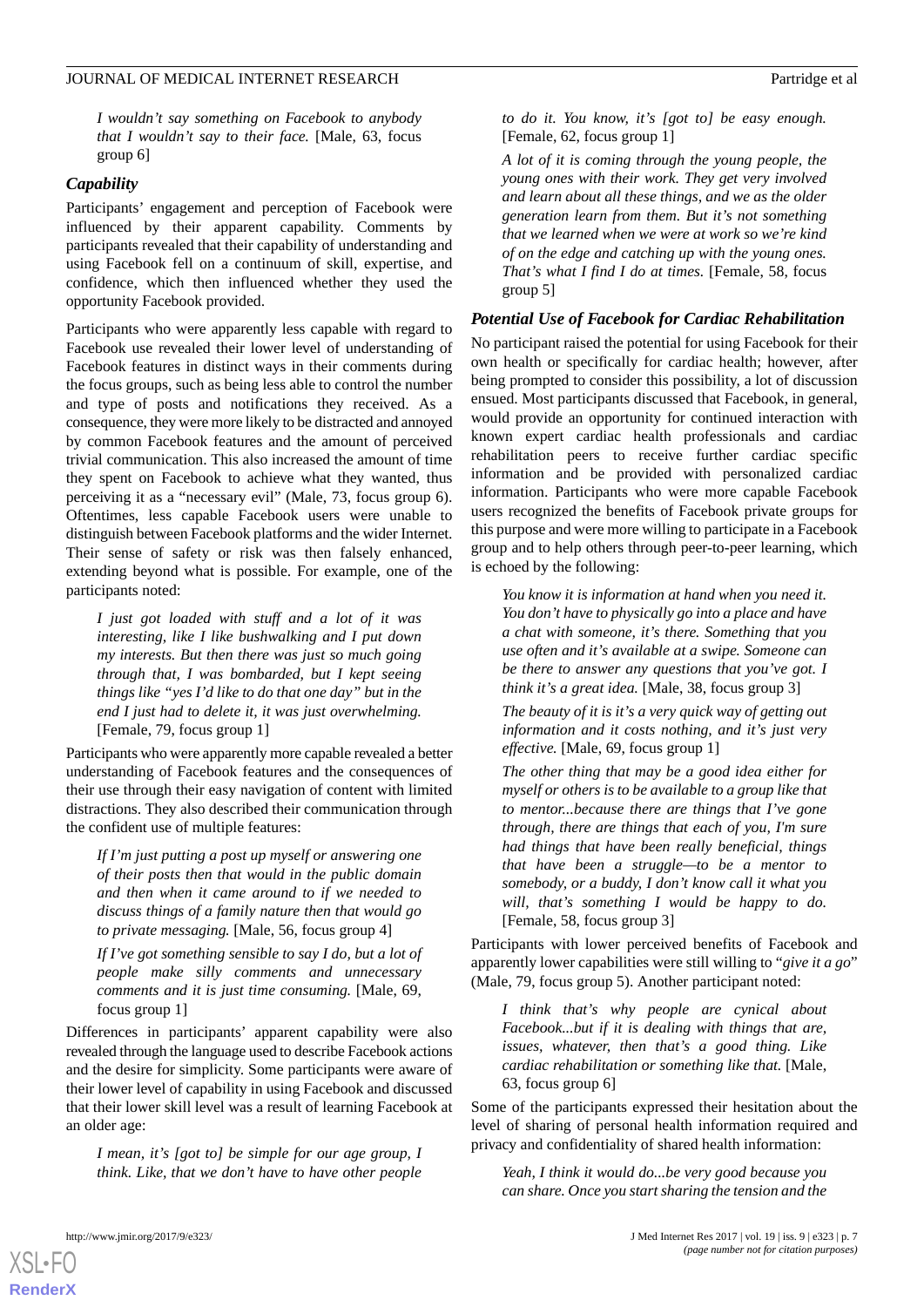*I wouldn't say something on Facebook to anybody that I wouldn't say to their face.* [Male, 63, focus group 6]

### Capability

Participants' engagement and perception of Facebook were influenced by their apparent capability. Comments by participants revealed that their capability of understanding and using Facebook fell on a continuum of skill, expertise, and confidence, which then influenced whether they used the opportunity Facebook provided.

Participants who were apparently less capable with regard to Facebook use revealed their lower level of understanding of Facebook features in distinct ways in their comments during the focus groups, such as being less able to control the number and type of posts and notifications they received. As a consequence, they were more likely to be distracted and annoyed by common Facebook features and the amount of perceived trivial communication. This also increased the amount of time they spent on Facebook to achieve what they wanted, thus perceiving it as a "necessary evil" (Male, 73, focus group 6). Oftentimes, less capable Facebook users were unable to distinguish between Facebook platforms and the wider Internet. Their sense of safety or risk was then falsely enhanced, extending beyond what is possible. For example, one of the participants noted:

> *I just got loaded with stuff and a lot of it was interesting, like I like bushwalking and I put down my interests. But then there was just so much going through that, I was bombarded, but I kept seeing things like "yes I'd like to do that one day" but in the end I just had to delete it, it was just overwhelming.* [Female, 79, focus group 1]

Participants who were apparently more capable revealed a better understanding of Facebook features and the consequences of their use through their easy navigation of content with limited distractions. They also described their communication through the confident use of multiple features:

> *If I'm just putting a post up myself or answering one of their posts then that would in the public domain and then when it came around to if we needed to discuss things of a family nature then that would go to private messaging.* [Male, 56, focus group 4]

> *If I've got something sensible to say I do, but a lot of people make silly comments and unnecessary comments and it is just time consuming.* [Male, 69, focus group 1]

Differences in participants' apparent capability were also revealed through the language used to describe Facebook actions and the desire for simplicity. Some participants were aware of their lower level of capability in using Facebook and discussed that their lower skill level was a result of learning Facebook at an older age:

> *I mean, it's [got to] be simple for our age group, I think. Like, that we don't have to have other people to do it. You know, it's [got to] be easy enough.* [Female, 62, focus group 1]

> *A lot of it is coming through the young people, the young ones with their work. They get very involved and learn about all these things, and we as the older generation learn from them. But it's not something that we learned when we were at work so we're kind of on the edge and catching up with the young ones. That's what I find I do at times.* [Female, 58, focus group 5]

### Potential Use of Facebook for Cardiac Rehabilitation

No participant raised the potential for using Facebook for their own health or specifically for cardiac health; however, after being prompted to consider this possibility, a lot of discussion ensued. Most participants discussed that Facebook, in general, would provide an opportunity for continued interaction with known expert cardiac health professionals and cardiac rehabilitation peers to receive further cardiac specific information and be provided with personalized cardiac information. Participants who were more capable Facebook users recognized the benefits of Facebook private groups for this purpose and were more willing to participate in a Facebook group and to help others through peer-to-peer learning, which is echoed by the following:

> *You know it is information at hand when you need it. You don't have to physically go into a place and have a chat with someone, it's there. Something that you use often and it's available at a swipe. Someone can be there to answer any questions that you've got. I think it's a great idea.* [Male, 38, focus group 3]

> *The beauty of it is it's a very quick way of getting out information and it costs nothing, and it's just very effective.* [Male, 69, focus group 1]

> *The other thing that may be a good idea either for myself or others is to be available to a group like that to mentor...because there are things that I've gone through, there are things that each of you, I'm sure had things that have been really beneficial, things that have been a struggle—to be a mentor to somebody, or a buddy, I don't know call it what you will, that's something I would be happy to do.* [Female, 58, focus group 3]

Participants with lower perceived benefits of Facebook and apparently lower capabilities were still willing to "*give it a go*" (Male, 79, focus group 5). Another participant noted:

> *I think that's why people are cynical about Facebook...but if it is dealing with things that are, issues, whatever, then that's a good thing. Like cardiac rehabilitation or something like that.* [Male, 63, focus group 6]

Some of the participants expressed their hesitation about the level of sharing of personal health information required and privacy and confidentiality of shared health information:

> *Yeah, I think it would do...be very good because you can share. Once you start sharing the tension and the*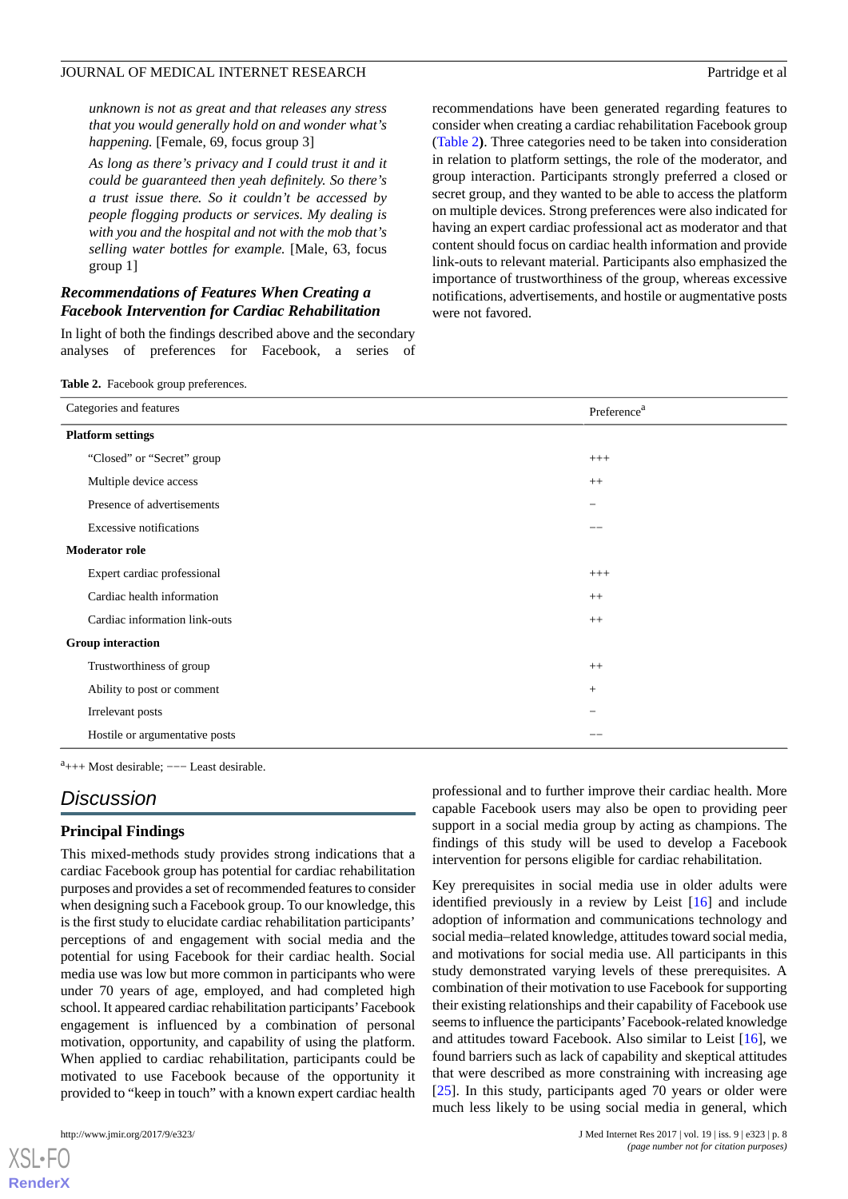*unknown is not as great and that releases any stress that you would generally hold on and wonder what's happening.* [Female, 69, focus group 3]

*As long as there's privacy and I could trust it and it could be guaranteed then yeah definitely. So there's a trust issue there. So it couldn't be accessed by people flogging products or services. My dealing is with you and the hospital and not with the mob that's selling water bottles for example.* [Male, 63, focus group 1]

### Recommendations of Features When Creating a Facebook Intervention for Cardiac Rehabilitation

In light of both the findings described above and the secondary analyses of preferences for Facebook, a series of recommendations have been generated regarding features to consider when creating a cardiac rehabilitation Facebook group (Table 2). Three categories need to be taken into consideration in relation to platform settings, the role of the moderator, and group interaction. Participants strongly preferred a closed or secret group, and they wanted to be able to access the platform on multiple devices. Strong preferences were also indicated for having an expert cardiac professional act as moderator and that content should focus on cardiac health information and provide link-outs to relevant material. Participants also emphasized the importance of trustworthiness of the group, whereas excessive notifications, advertisements, and hostile or augmentative posts were not favored.

**Table 2.** Facebook group preferences.

| Categories and features | Preference[a] |
|---|---|
| **Platform settings** | |
| "Closed" or "Secret" group | +++ |
| Multiple device access | ++ |
| Presence of advertisements | – |
| Excessive notifications | –– |
| **Moderator role** | |
| Expert cardiac professional | +++ |
| Cardiac health information | ++ |
| Cardiac information link-outs | ++ |
| **Group interaction** | |
| Trustworthiness of group | ++ |
| Ability to post or comment | + |
| Irrelevant posts | – |
| Hostile or argumentative posts | –– |

[a]+++ Most desirable; −−− Least desirable.

## Discussion

### Principal Findings

This mixed-methods study provides strong indications that a cardiac Facebook group has potential for cardiac rehabilitation purposes and provides a set of recommended features to consider when designing such a Facebook group. To our knowledge, this is the first study to elucidate cardiac rehabilitation participants' perceptions of and engagement with social media and the potential for using Facebook for their cardiac health. Social media use was low but more common in participants who were under 70 years of age, employed, and had completed high school. It appeared cardiac rehabilitation participants' Facebook engagement is influenced by a combination of personal motivation, opportunity, and capability of using the platform. When applied to cardiac rehabilitation, participants could be motivated to use Facebook because of the opportunity it provided to "keep in touch" with a known expert cardiac health professional and to further improve their cardiac health. More capable Facebook users may also be open to providing peer support in a social media group by acting as champions. The findings of this study will be used to develop a Facebook intervention for persons eligible for cardiac rehabilitation.

Key prerequisites in social media use in older adults were identified previously in a review by Leist [16] and include adoption of information and communications technology and social media–related knowledge, attitudes toward social media, and motivations for social media use. All participants in this study demonstrated varying levels of these prerequisites. A combination of their motivation to use Facebook for supporting their existing relationships and their capability of Facebook use seems to influence the participants' Facebook-related knowledge and attitudes toward Facebook. Also similar to Leist [16], we found barriers such as lack of capability and skeptical attitudes that were described as more constraining with increasing age [25]. In this study, participants aged 70 years or older were much less likely to be using social media in general, which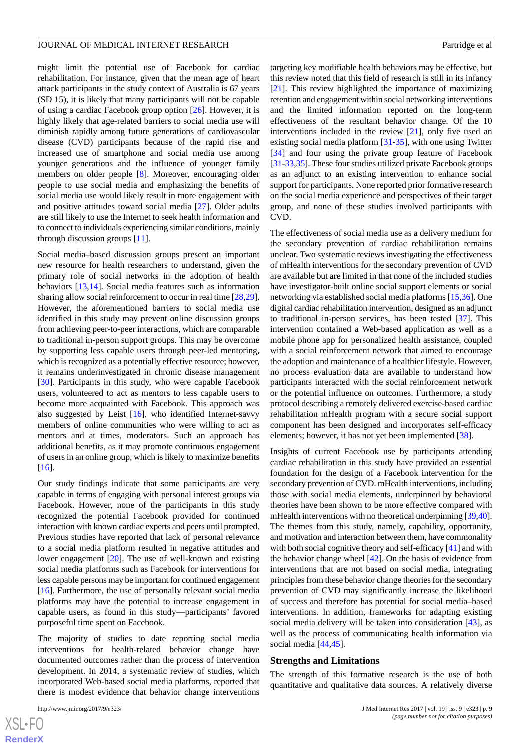might limit the potential use of Facebook for cardiac rehabilitation. For instance, given that the mean age of heart attack participants in the study context of Australia is 67 years (SD 15), it is likely that many participants will not be capable of using a cardiac Facebook group option [26]. However, it is highly likely that age-related barriers to social media use will diminish rapidly among future generations of cardiovascular disease (CVD) participants because of the rapid rise and increased use of smartphone and social media use among younger generations and the influence of younger family members on older people [8]. Moreover, encouraging older people to use social media and emphasizing the benefits of social media use would likely result in more engagement with and positive attitudes toward social media [27]. Older adults are still likely to use the Internet to seek health information and to connect to individuals experiencing similar conditions, mainly through discussion groups [11].

Social media–based discussion groups present an important new resource for health researchers to understand, given the primary role of social networks in the adoption of health behaviors [13,14]. Social media features such as information sharing allow social reinforcement to occur in real time [28,29]. However, the aforementioned barriers to social media use identified in this study may prevent online discussion groups from achieving peer-to-peer interactions, which are comparable to traditional in-person support groups. This may be overcome by supporting less capable users through peer-led mentoring, which is recognized as a potentially effective resource; however, it remains underinvestigated in chronic disease management [30]. Participants in this study, who were capable Facebook users, volunteered to act as mentors to less capable users to become more acquainted with Facebook. This approach was also suggested by Leist [16], who identified Internet-savvy members of online communities who were willing to act as mentors and at times, moderators. Such an approach has additional benefits, as it may promote continuous engagement of users in an online group, which is likely to maximize benefits [16].

Our study findings indicate that some participants are very capable in terms of engaging with personal interest groups via Facebook. However, none of the participants in this study recognized the potential Facebook provided for continued interaction with known cardiac experts and peers until prompted. Previous studies have reported that lack of personal relevance to a social media platform resulted in negative attitudes and lower engagement [20]. The use of well-known and existing social media platforms such as Facebook for interventions for less capable persons may be important for continued engagement [16]. Furthermore, the use of personally relevant social media platforms may have the potential to increase engagement in capable users, as found in this study—participants' favored purposeful time spent on Facebook.

The majority of studies to date reporting social media interventions for health-related behavior change have documented outcomes rather than the process of intervention development. In 2014, a systematic review of studies, which incorporated Web-based social media platforms, reported that there is modest evidence that behavior change interventions targeting key modifiable health behaviors may be effective, but this review noted that this field of research is still in its infancy [21]. This review highlighted the importance of maximizing retention and engagement within social networking interventions and the limited information reported on the long-term effectiveness of the resultant behavior change. Of the 10 interventions included in the review [21], only five used an existing social media platform [31-35], with one using Twitter [34] and four using the private group feature of Facebook [31-33,35]. These four studies utilized private Facebook groups as an adjunct to an existing intervention to enhance social support for participants. None reported prior formative research on the social media experience and perspectives of their target group, and none of these studies involved participants with CVD.

The effectiveness of social media use as a delivery medium for the secondary prevention of cardiac rehabilitation remains unclear. Two systematic reviews investigating the effectiveness of mHealth interventions for the secondary prevention of CVD are available but are limited in that none of the included studies have investigator-built online social support elements or social networking via established social media platforms [15,36]. One digital cardiac rehabilitation intervention, designed as an adjunct to traditional in-person services, has been tested [37]. This intervention contained a Web-based application as well as a mobile phone app for personalized health assistance, coupled with a social reinforcement network that aimed to encourage the adoption and maintenance of a healthier lifestyle. However, no process evaluation data are available to understand how participants interacted with the social reinforcement network or the potential influence on outcomes. Furthermore, a study protocol describing a remotely delivered exercise-based cardiac rehabilitation mHealth program with a secure social support component has been designed and incorporates self-efficacy elements; however, it has not yet been implemented [38].

Insights of current Facebook use by participants attending cardiac rehabilitation in this study have provided an essential foundation for the design of a Facebook intervention for the secondary prevention of CVD. mHealth interventions, including those with social media elements, underpinned by behavioral theories have been shown to be more effective compared with mHealth interventions with no theoretical underpinning [39,40]. The themes from this study, namely, capability, opportunity, and motivation and interaction between them, have commonality with both social cognitive theory and self-efficacy [41] and with the behavior change wheel [42]. On the basis of evidence from interventions that are not based on social media, integrating principles from these behavior change theories for the secondary prevention of CVD may significantly increase the likelihood of success and therefore has potential for social media–based interventions. In addition, frameworks for adapting existing social media delivery will be taken into consideration [43], as well as the process of communicating health information via social media [44,45].

## Strengths and Limitations

The strength of this formative research is the use of both quantitative and qualitative data sources. A relatively diverse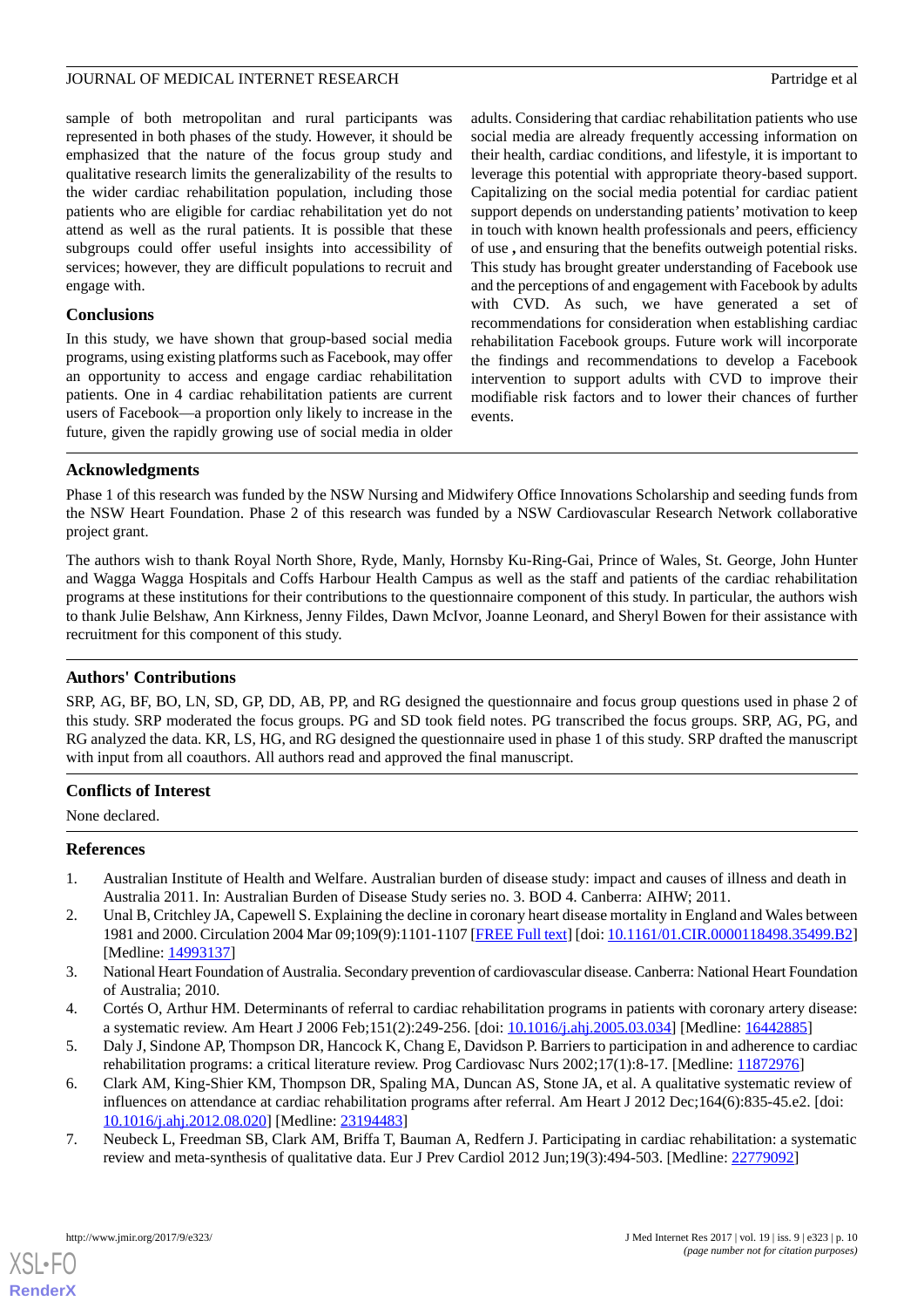sample of both metropolitan and rural participants was represented in both phases of the study. However, it should be emphasized that the nature of the focus group study and qualitative research limits the generalizability of the results to the wider cardiac rehabilitation population, including those patients who are eligible for cardiac rehabilitation yet do not attend as well as the rural patients. It is possible that these subgroups could offer useful insights into accessibility of services; however, they are difficult populations to recruit and engage with.

### Conclusions

In this study, we have shown that group-based social media programs, using existing platforms such as Facebook, may offer an opportunity to access and engage cardiac rehabilitation patients. One in 4 cardiac rehabilitation patients are current users of Facebook—a proportion only likely to increase in the future, given the rapidly growing use of social media in older adults. Considering that cardiac rehabilitation patients who use social media are already frequently accessing information on their health, cardiac conditions, and lifestyle, it is important to leverage this potential with appropriate theory-based support. Capitalizing on the social media potential for cardiac patient support depends on understanding patients' motivation to keep in touch with known health professionals and peers, efficiency of use **,** and ensuring that the benefits outweigh potential risks. This study has brought greater understanding of Facebook use and the perceptions of and engagement with Facebook by adults with CVD. As such, we have generated a set of recommendations for consideration when establishing cardiac rehabilitation Facebook groups. Future work will incorporate the findings and recommendations to develop a Facebook intervention to support adults with CVD to improve their modifiable risk factors and to lower their chances of further events.

## Acknowledgments

Phase 1 of this research was funded by the NSW Nursing and Midwifery Office Innovations Scholarship and seeding funds from the NSW Heart Foundation. Phase 2 of this research was funded by a NSW Cardiovascular Research Network collaborative project grant.

The authors wish to thank Royal North Shore, Ryde, Manly, Hornsby Ku-Ring-Gai, Prince of Wales, St. George, John Hunter and Wagga Wagga Hospitals and Coffs Harbour Health Campus as well as the staff and patients of the cardiac rehabilitation programs at these institutions for their contributions to the questionnaire component of this study. In particular, the authors wish to thank Julie Belshaw, Ann Kirkness, Jenny Fildes, Dawn McIvor, Joanne Leonard, and Sheryl Bowen for their assistance with recruitment for this component of this study.

## Authors' Contributions

SRP, AG, BF, BO, LN, SD, GP, DD, AB, PP, and RG designed the questionnaire and focus group questions used in phase 2 of this study. SRP moderated the focus groups. PG and SD took field notes. PG transcribed the focus groups. SRP, AG, PG, and RG analyzed the data. KR, LS, HG, and RG designed the questionnaire used in phase 1 of this study. SRP drafted the manuscript with input from all coauthors. All authors read and approved the final manuscript.

## Conflicts of Interest

None declared.

## References

1. Australian Institute of Health and Welfare. Australian burden of disease study: impact and causes of illness and death in Australia 2011. In: Australian Burden of Disease Study series no. 3. BOD 4. Canberra: AIHW; 2011.
2. Unal B, Critchley JA, Capewell S. Explaining the decline in coronary heart disease mortality in England and Wales between 1981 and 2000. Circulation 2004 Mar 09;109(9):1101-1107 [FREE Full text] [doi: 10.1161/01.CIR.0000118498.35499.B2] [Medline: 14993137]
3. National Heart Foundation of Australia. Secondary prevention of cardiovascular disease. Canberra: National Heart Foundation of Australia; 2010.
4. Cortés O, Arthur HM. Determinants of referral to cardiac rehabilitation programs in patients with coronary artery disease: a systematic review. Am Heart J 2006 Feb;151(2):249-256. [doi: 10.1016/j.ahj.2005.03.034] [Medline: 16442885]
5. Daly J, Sindone AP, Thompson DR, Hancock K, Chang E, Davidson P. Barriers to participation in and adherence to cardiac rehabilitation programs: a critical literature review. Prog Cardiovasc Nurs 2002;17(1):8-17. [Medline: 11872976]
6. Clark AM, King-Shier KM, Thompson DR, Spaling MA, Duncan AS, Stone JA, et al. A qualitative systematic review of influences on attendance at cardiac rehabilitation programs after referral. Am Heart J 2012 Dec;164(6):835-45.e2. [doi: 10.1016/j.ahj.2012.08.020] [Medline: 23194483]
7. Neubeck L, Freedman SB, Clark AM, Briffa T, Bauman A, Redfern J. Participating in cardiac rehabilitation: a systematic review and meta-synthesis of qualitative data. Eur J Prev Cardiol 2012 Jun;19(3):494-503. [Medline: 22779092]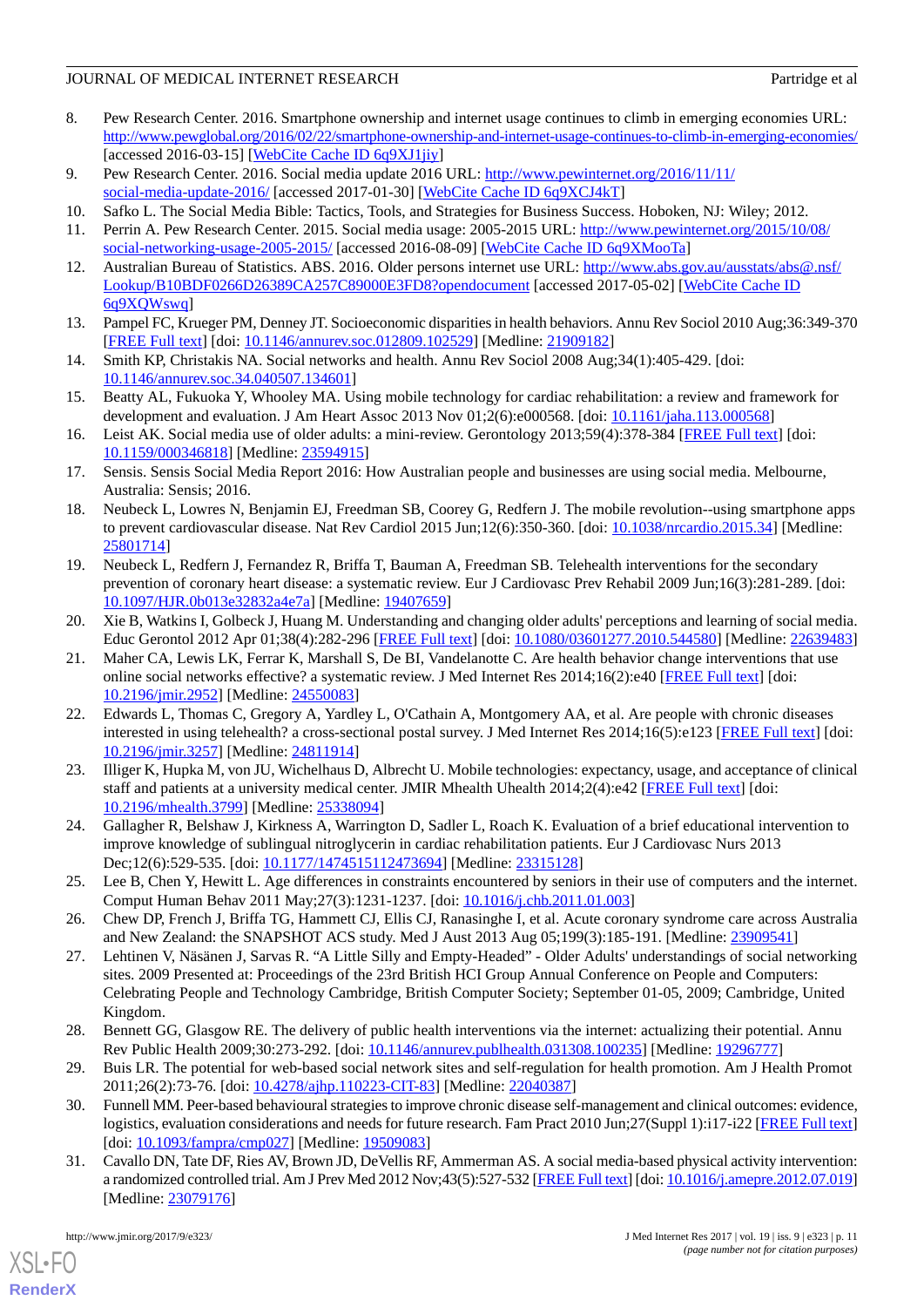8. Pew Research Center. 2016. Smartphone ownership and internet usage continues to climb in emerging economies URL: http://www.pewglobal.org/2016/02/22/smartphone-ownership-and-internet-usage-continues-to-climb-in-emerging-economies/ [accessed 2016-03-15] [WebCite Cache ID 6q9XJ1jiy]
9. Pew Research Center. 2016. Social media update 2016 URL: http://www.pewinternet.org/2016/11/11/social-media-update-2016/ [accessed 2017-01-30] [WebCite Cache ID 6q9XCJ4kT]
10. Safko L. The Social Media Bible: Tactics, Tools, and Strategies for Business Success. Hoboken, NJ: Wiley; 2012.
11. Perrin A. Pew Research Center. 2015. Social media usage: 2005-2015 URL: http://www.pewinternet.org/2015/10/08/social-networking-usage-2005-2015/ [accessed 2016-08-09] [WebCite Cache ID 6q9XMooTa]
12. Australian Bureau of Statistics. ABS. 2016. Older persons internet use URL: http://www.abs.gov.au/ausstats/abs@.nsf/Lookup/B10BDF0266D26389CA257C89000E3FD8?opendocument [accessed 2017-05-02] [WebCite Cache ID 6q9XQWswq]
13. Pampel FC, Krueger PM, Denney JT. Socioeconomic disparities in health behaviors. Annu Rev Sociol 2010 Aug;36:349-370 [FREE Full text] [doi: 10.1146/annurev.soc.012809.102529] [Medline: 21909182]
14. Smith KP, Christakis NA. Social networks and health. Annu Rev Sociol 2008 Aug;34(1):405-429. [doi: 10.1146/annurev.soc.34.040507.134601]
15. Beatty AL, Fukuoka Y, Whooley MA. Using mobile technology for cardiac rehabilitation: a review and framework for development and evaluation. J Am Heart Assoc 2013 Nov 01;2(6):e000568. [doi: 10.1161/jaha.113.000568]
16. Leist AK. Social media use of older adults: a mini-review. Gerontology 2013;59(4):378-384 [FREE Full text] [doi: 10.1159/000346818] [Medline: 23594915]
17. Sensis. Sensis Social Media Report 2016: How Australian people and businesses are using social media. Melbourne, Australia: Sensis; 2016.
18. Neubeck L, Lowres N, Benjamin EJ, Freedman SB, Coorey G, Redfern J. The mobile revolution--using smartphone apps to prevent cardiovascular disease. Nat Rev Cardiol 2015 Jun;12(6):350-360. [doi: 10.1038/nrcardio.2015.34] [Medline: 25801714]
19. Neubeck L, Redfern J, Fernandez R, Briffa T, Bauman A, Freedman SB. Telehealth interventions for the secondary prevention of coronary heart disease: a systematic review. Eur J Cardiovasc Prev Rehabil 2009 Jun;16(3):281-289. [doi: 10.1097/HJR.0b013e32832a4e7a] [Medline: 19407659]
20. Xie B, Watkins I, Golbeck J, Huang M. Understanding and changing older adults' perceptions and learning of social media. Educ Gerontol 2012 Apr 01;38(4):282-296 [FREE Full text] [doi: 10.1080/03601277.2010.544580] [Medline: 22639483]
21. Maher CA, Lewis LK, Ferrar K, Marshall S, De BI, Vandelanotte C. Are health behavior change interventions that use online social networks effective? a systematic review. J Med Internet Res 2014;16(2):e40 [FREE Full text] [doi: 10.2196/jmir.2952] [Medline: 24550083]
22. Edwards L, Thomas C, Gregory A, Yardley L, O'Cathain A, Montgomery AA, et al. Are people with chronic diseases interested in using telehealth? a cross-sectional postal survey. J Med Internet Res 2014;16(5):e123 [FREE Full text] [doi: 10.2196/jmir.3257] [Medline: 24811914]
23. Illiger K, Hupka M, von JU, Wichelhaus D, Albrecht U. Mobile technologies: expectancy, usage, and acceptance of clinical staff and patients at a university medical center. JMIR Mhealth Uhealth 2014;2(4):e42 [FREE Full text] [doi: 10.2196/mhealth.3799] [Medline: 25338094]
24. Gallagher R, Belshaw J, Kirkness A, Warrington D, Sadler L, Roach K. Evaluation of a brief educational intervention to improve knowledge of sublingual nitroglycerin in cardiac rehabilitation patients. Eur J Cardiovasc Nurs 2013 Dec;12(6):529-535. [doi: 10.1177/1474515112473694] [Medline: 23315128]
25. Lee B, Chen Y, Hewitt L. Age differences in constraints encountered by seniors in their use of computers and the internet. Comput Human Behav 2011 May;27(3):1231-1237. [doi: 10.1016/j.chb.2011.01.003]
26. Chew DP, French J, Briffa TG, Hammett CJ, Ellis CJ, Ranasinghe I, et al. Acute coronary syndrome care across Australia and New Zealand: the SNAPSHOT ACS study. Med J Aust 2013 Aug 05;199(3):185-191. [Medline: 23909541]
27. Lehtinen V, Näsänen J, Sarvas R. "A Little Silly and Empty-Headed" - Older Adults' understandings of social networking sites. 2009 Presented at: Proceedings of the 23rd British HCI Group Annual Conference on People and Computers: Celebrating People and Technology Cambridge, British Computer Society; September 01-05, 2009; Cambridge, United Kingdom.
28. Bennett GG, Glasgow RE. The delivery of public health interventions via the internet: actualizing their potential. Annu Rev Public Health 2009;30:273-292. [doi: 10.1146/annurev.publhealth.031308.100235] [Medline: 19296777]
29. Buis LR. The potential for web-based social network sites and self-regulation for health promotion. Am J Health Promot 2011;26(2):73-76. [doi: 10.4278/ajhp.110223-CIT-83] [Medline: 22040387]
30. Funnell MM. Peer-based behavioural strategies to improve chronic disease self-management and clinical outcomes: evidence, logistics, evaluation considerations and needs for future research. Fam Pract 2010 Jun;27(Suppl 1):i17-i22 [FREE Full text] [doi: 10.1093/fampra/cmp027] [Medline: 19509083]
31. Cavallo DN, Tate DF, Ries AV, Brown JD, DeVellis RF, Ammerman AS. A social media-based physical activity intervention: a randomized controlled trial. Am J Prev Med 2012 Nov;43(5):527-532 [FREE Full text] [doi: 10.1016/j.amepre.2012.07.019] [Medline: 23079176]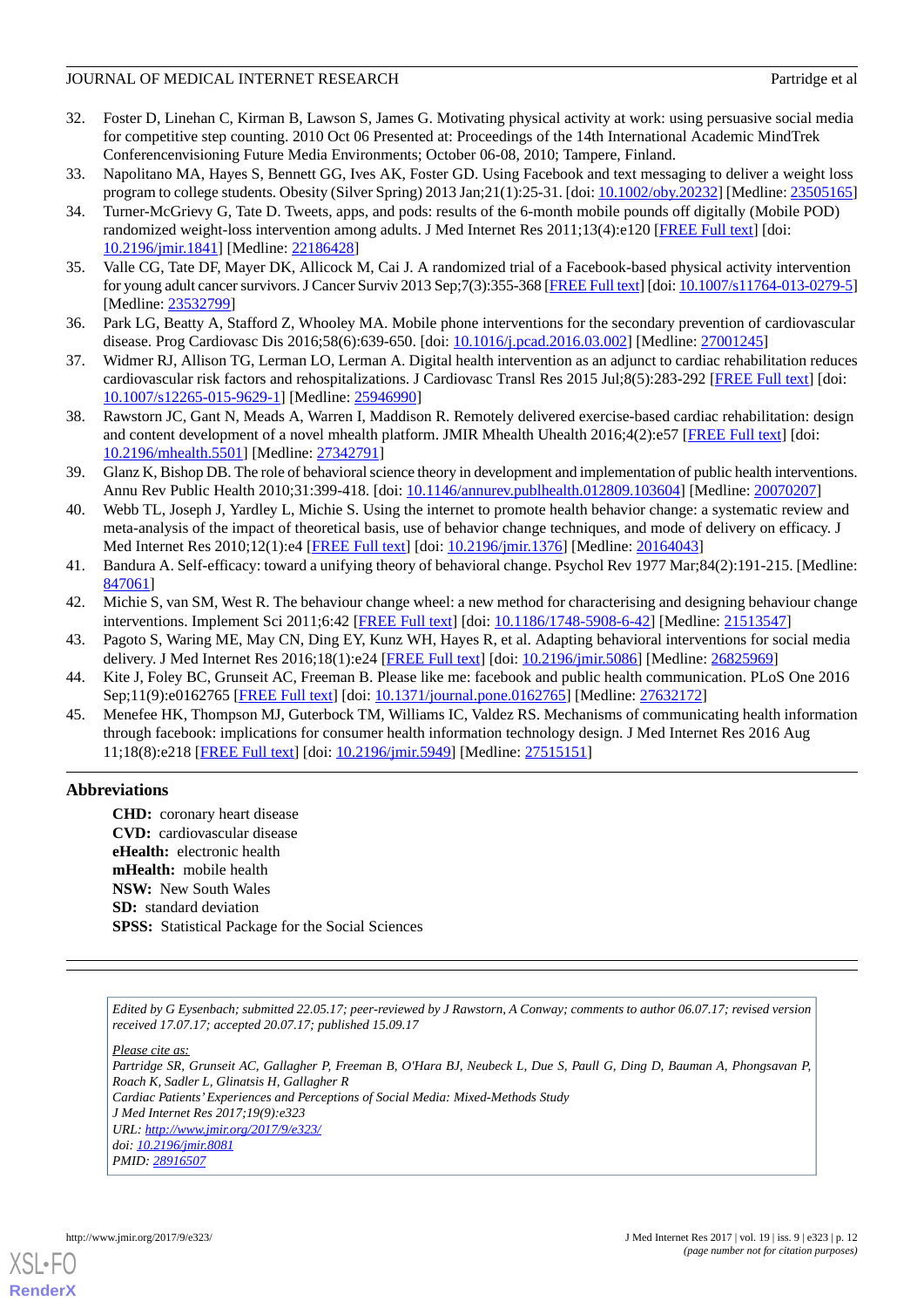32. Foster D, Linehan C, Kirman B, Lawson S, James G. Motivating physical activity at work: using persuasive social media for competitive step counting. 2010 Oct 06 Presented at: Proceedings of the 14th International Academic MindTrek Conferencenvisioning Future Media Environments; October 06-08, 2010; Tampere, Finland.
33. Napolitano MA, Hayes S, Bennett GG, Ives AK, Foster GD. Using Facebook and text messaging to deliver a weight loss program to college students. Obesity (Silver Spring) 2013 Jan;21(1):25-31. [doi: 10.1002/oby.20232] [Medline: 23505165]
34. Turner-McGrievy G, Tate D. Tweets, apps, and pods: results of the 6-month mobile pounds off digitally (Mobile POD) randomized weight-loss intervention among adults. J Med Internet Res 2011;13(4):e120 [FREE Full text] [doi: 10.2196/jmir.1841] [Medline: 22186428]
35. Valle CG, Tate DF, Mayer DK, Allicock M, Cai J. A randomized trial of a Facebook-based physical activity intervention for young adult cancer survivors. J Cancer Surviv 2013 Sep;7(3):355-368 [FREE Full text] [doi: 10.1007/s11764-013-0279-5] [Medline: 23532799]
36. Park LG, Beatty A, Stafford Z, Whooley MA. Mobile phone interventions for the secondary prevention of cardiovascular disease. Prog Cardiovasc Dis 2016;58(6):639-650. [doi: 10.1016/j.pcad.2016.03.002] [Medline: 27001245]
37. Widmer RJ, Allison TG, Lerman LO, Lerman A. Digital health intervention as an adjunct to cardiac rehabilitation reduces cardiovascular risk factors and rehospitalizations. J Cardiovasc Transl Res 2015 Jul;8(5):283-292 [FREE Full text] [doi: 10.1007/s12265-015-9629-1] [Medline: 25946990]
38. Rawstorn JC, Gant N, Meads A, Warren I, Maddison R. Remotely delivered exercise-based cardiac rehabilitation: design and content development of a novel mhealth platform. JMIR Mhealth Uhealth 2016;4(2):e57 [FREE Full text] [doi: 10.2196/mhealth.5501] [Medline: 27342791]
39. Glanz K, Bishop DB. The role of behavioral science theory in development and implementation of public health interventions. Annu Rev Public Health 2010;31:399-418. [doi: 10.1146/annurev.publhealth.012809.103604] [Medline: 20070207]
40. Webb TL, Joseph J, Yardley L, Michie S. Using the internet to promote health behavior change: a systematic review and meta-analysis of the impact of theoretical basis, use of behavior change techniques, and mode of delivery on efficacy. J Med Internet Res 2010;12(1):e4 [FREE Full text] [doi: 10.2196/jmir.1376] [Medline: 20164043]
41. Bandura A. Self-efficacy: toward a unifying theory of behavioral change. Psychol Rev 1977 Mar;84(2):191-215. [Medline: 847061]
42. Michie S, van SM, West R. The behaviour change wheel: a new method for characterising and designing behaviour change interventions. Implement Sci 2011;6:42 [FREE Full text] [doi: 10.1186/1748-5908-6-42] [Medline: 21513547]
43. Pagoto S, Waring ME, May CN, Ding EY, Kunz WH, Hayes R, et al. Adapting behavioral interventions for social media delivery. J Med Internet Res 2016;18(1):e24 [FREE Full text] [doi: 10.2196/jmir.5086] [Medline: 26825969]
44. Kite J, Foley BC, Grunseit AC, Freeman B. Please like me: facebook and public health communication. PLoS One 2016 Sep;11(9):e0162765 [FREE Full text] [doi: 10.1371/journal.pone.0162765] [Medline: 27632172]
45. Menefee HK, Thompson MJ, Guterbock TM, Williams IC, Valdez RS. Mechanisms of communicating health information through facebook: implications for consumer health information technology design. J Med Internet Res 2016 Aug 11;18(8):e218 [FREE Full text] [doi: 10.2196/jmir.5949] [Medline: 27515151]

## Abbreviations

**CHD:** coronary heart disease
**CVD:** cardiovascular disease
**eHealth:** electronic health
**mHealth:** mobile health
**NSW:** New South Wales
**SD:** standard deviation
**SPSS:** Statistical Package for the Social Sciences

*Edited by G Eysenbach; submitted 22.05.17; peer-reviewed by J Rawstorn, A Conway; comments to author 06.07.17; revised version received 17.07.17; accepted 20.07.17; published 15.09.17*

*Please cite as:*
*Partridge SR, Grunseit AC, Gallagher P, Freeman B, O'Hara BJ, Neubeck L, Due S, Paull G, Ding D, Bauman A, Phongsavan P, Roach K, Sadler L, Glinatsis H, Gallagher R*
*Cardiac Patients' Experiences and Perceptions of Social Media: Mixed-Methods Study*
*J Med Internet Res 2017;19(9):e323*
*URL: http://www.jmir.org/2017/9/e323/*
*doi: 10.2196/jmir.8081*
*PMID: 28916507*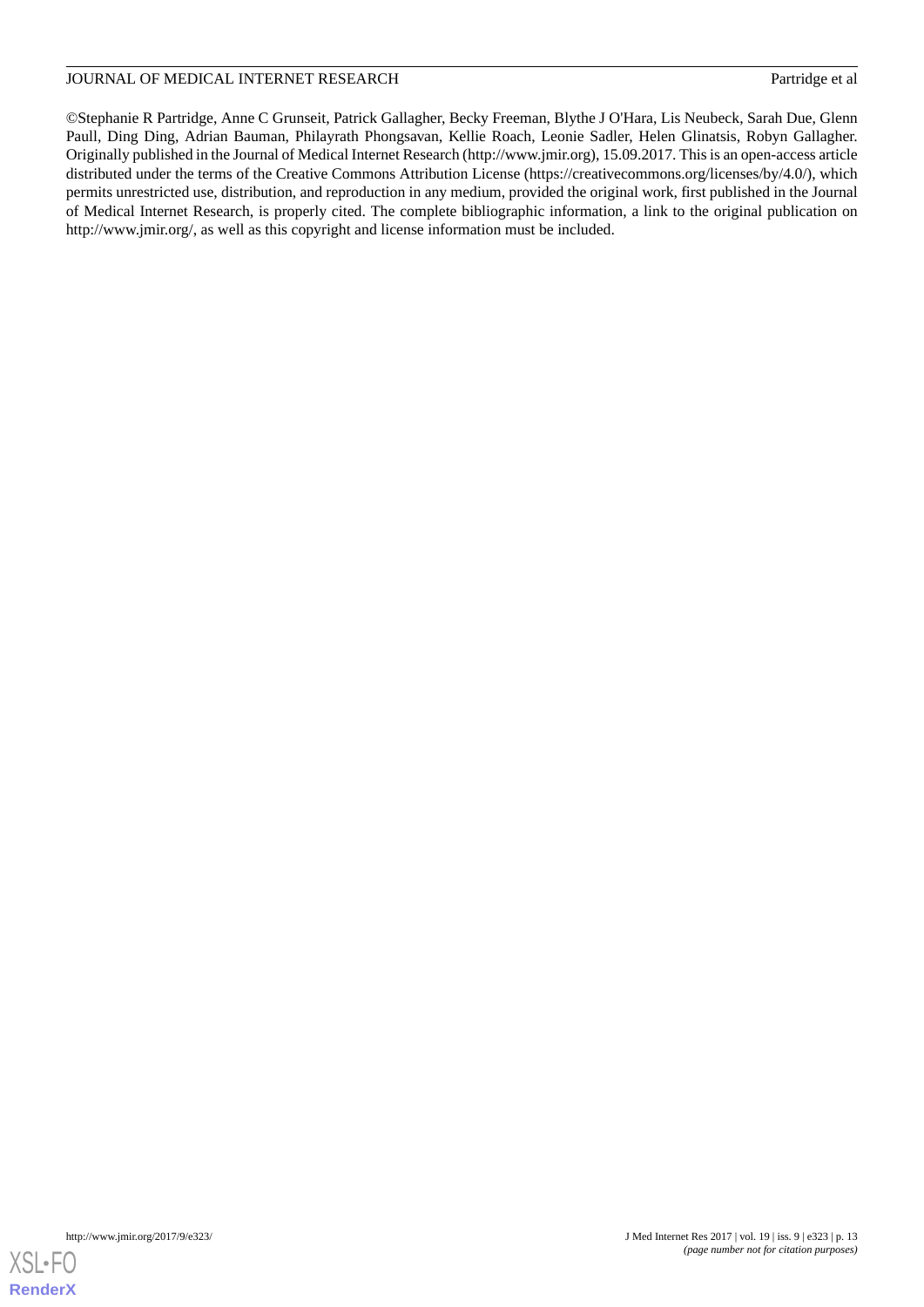©Stephanie R Partridge, Anne C Grunseit, Patrick Gallagher, Becky Freeman, Blythe J O'Hara, Lis Neubeck, Sarah Due, Glenn Paull, Ding Ding, Adrian Bauman, Philayrath Phongsavan, Kellie Roach, Leonie Sadler, Helen Glinatsis, Robyn Gallagher. Originally published in the Journal of Medical Internet Research (http://www.jmir.org), 15.09.2017. This is an open-access article distributed under the terms of the Creative Commons Attribution License (https://creativecommons.org/licenses/by/4.0/), which permits unrestricted use, distribution, and reproduction in any medium, provided the original work, first published in the Journal of Medical Internet Research, is properly cited. The complete bibliographic information, a link to the original publication on http://www.jmir.org/, as well as this copyright and license information must be included.